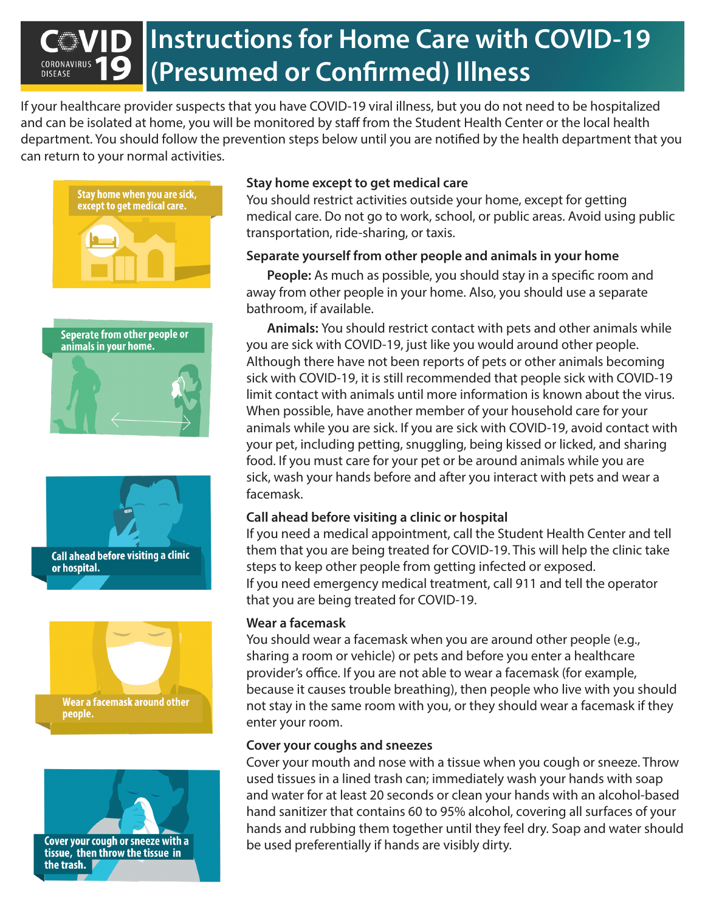# Instructions for Home Care with COVID-19 (Presumed or Confirmed) Illness

If your healthcare provider suspects that you have COVID-19 viral illness, but you do not need to be hospitalized and can be isolated at home, you will be monitored by staff from the Student Health Center or the local health department. You should follow the prevention steps below until you are notified by the health department that you can return to your normal activities.

Stay home when you are sick, except to get medical care.

Seperate from other people or animals in your home.

Call ahead before visiting a clinic or hospital.

Wear a facemask around other people.

Cover your cough or sneeze with a tissue, then throw the tissue in the trash.

### Stay home except to get medical care

You should restrict activities outside your home, except for getting medical care. Do not go to work, school, or public areas. Avoid using public transportation, ride-sharing, or taxis.

### Separate yourself from other people and animals in your home

**People:** As much as possible, you should stay in a specific room and away from other people in your home. Also, you should use a separate bathroom, if available.

**Animals:** You should restrict contact with pets and other animals while you are sick with COVID-19, just like you would around other people. Although there have not been reports of pets or other animals becoming sick with COVID-19, it is still recommended that people sick with COVID-19 limit contact with animals until more information is known about the virus. When possible, have another member of your household care for your animals while you are sick. If you are sick with COVID-19, avoid contact with your pet, including petting, snuggling, being kissed or licked, and sharing food. If you must care for your pet or be around animals while you are sick, wash your hands before and after you interact with pets and wear a facemask.

### Call ahead before visiting a clinic or hospital

If you need a medical appointment, call the Student Health Center and tell them that you are being treated for COVID-19. This will help the clinic take steps to keep other people from getting infected or exposed.
If you need emergency medical treatment, call 911 and tell the operator that you are being treated for COVID-19.

### Wear a facemask

You should wear a facemask when you are around other people (e.g., sharing a room or vehicle) or pets and before you enter a healthcare provider's office. If you are not able to wear a facemask (for example, because it causes trouble breathing), then people who live with you should not stay in the same room with you, or they should wear a facemask if they enter your room.

### Cover your coughs and sneezes

Cover your mouth and nose with a tissue when you cough or sneeze. Throw used tissues in a lined trash can; immediately wash your hands with soap and water for at least 20 seconds or clean your hands with an alcohol-based hand sanitizer that contains 60 to 95% alcohol, covering all surfaces of your hands and rubbing them together until they feel dry. Soap and water should be used preferentially if hands are visibly dirty.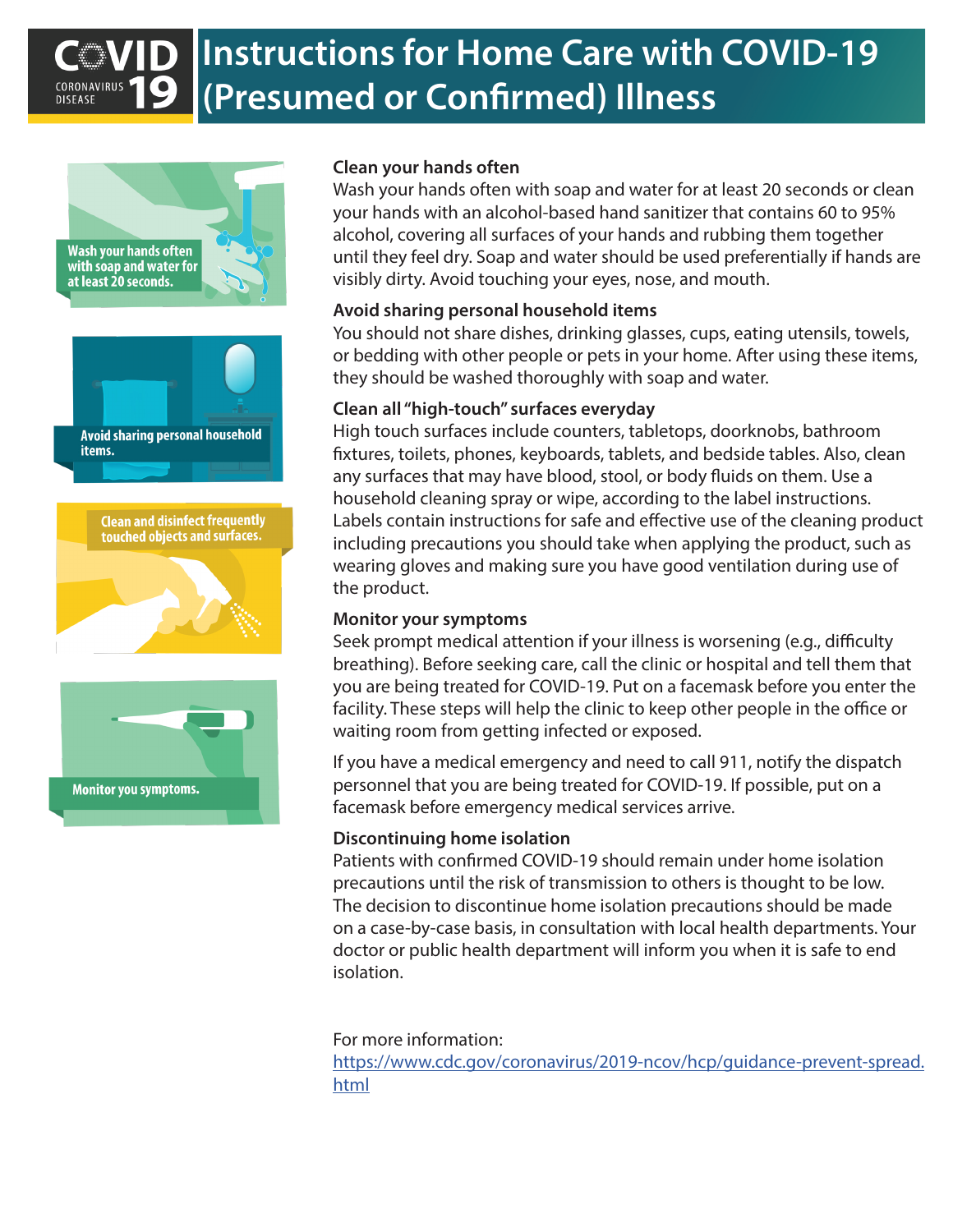# Instructions for Home Care with COVID-19 (Presumed or Confirmed) Illness

Wash your hands often with soap and water for at least 20 seconds.

Avoid sharing personal household items.

Clean and disinfect frequently touched objects and surfaces.

Monitor you symptoms.

### Clean your hands often

Wash your hands often with soap and water for at least 20 seconds or clean your hands with an alcohol-based hand sanitizer that contains 60 to 95% alcohol, covering all surfaces of your hands and rubbing them together until they feel dry. Soap and water should be used preferentially if hands are visibly dirty. Avoid touching your eyes, nose, and mouth.

### Avoid sharing personal household items

You should not share dishes, drinking glasses, cups, eating utensils, towels, or bedding with other people or pets in your home. After using these items, they should be washed thoroughly with soap and water.

### Clean all "high-touch" surfaces everyday

High touch surfaces include counters, tabletops, doorknobs, bathroom fixtures, toilets, phones, keyboards, tablets, and bedside tables. Also, clean any surfaces that may have blood, stool, or body fluids on them. Use a household cleaning spray or wipe, according to the label instructions. Labels contain instructions for safe and effective use of the cleaning product including precautions you should take when applying the product, such as wearing gloves and making sure you have good ventilation during use of the product.

### Monitor your symptoms

Seek prompt medical attention if your illness is worsening (e.g., difficulty breathing). Before seeking care, call the clinic or hospital and tell them that you are being treated for COVID-19. Put on a facemask before you enter the facility. These steps will help the clinic to keep other people in the office or waiting room from getting infected or exposed.

If you have a medical emergency and need to call 911, notify the dispatch personnel that you are being treated for COVID-19. If possible, put on a facemask before emergency medical services arrive.

### Discontinuing home isolation

Patients with confirmed COVID-19 should remain under home isolation precautions until the risk of transmission to others is thought to be low. The decision to discontinue home isolation precautions should be made on a case-by-case basis, in consultation with local health departments. Your doctor or public health department will inform you when it is safe to end isolation.

For more information:
https://www.cdc.gov/coronavirus/2019-ncov/hcp/guidance-prevent-spread.html